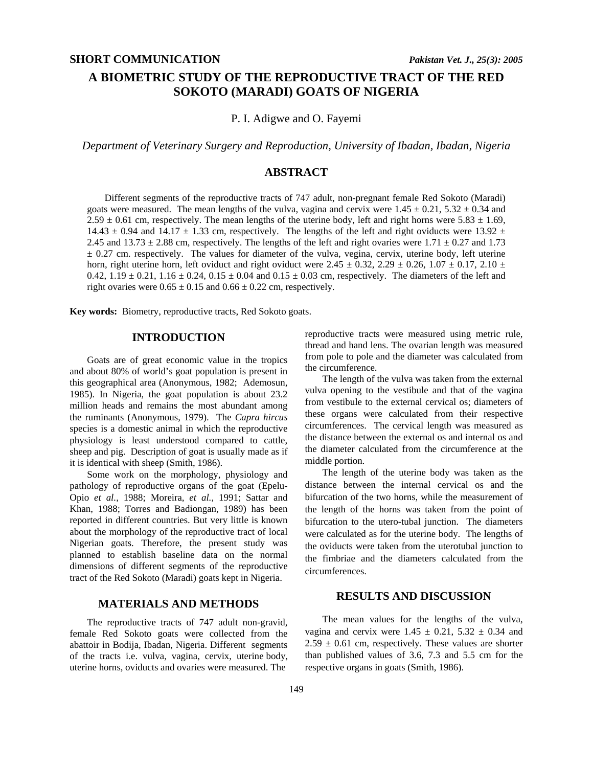SHORT COMMUNICATION

# A BIOMETRIC STUDY OF THE REPRODUCTIVE TRACT OF THE RED SOKOTO (MARADI) GOATS OF NIGERIA

P. I. Adigwe and O. Fayemi

*Department of Veterinary Surgery and Reproduction, University of Ibadan, Ibadan, Nigeria*

## ABSTRACT

Different segments of the reproductive tracts of 747 adult, non-pregnant female Red Sokoto (Maradi) goats were measured. The mean lengths of the vulva, vagina and cervix were 1.45 ± 0.21, 5.32 ± 0.34 and 2.59 ± 0.61 cm, respectively. The mean lengths of the uterine body, left and right horns were 5.83 ± 1.69, 14.43 ± 0.94 and 14.17 ± 1.33 cm, respectively. The lengths of the left and right oviducts were 13.92 ± 2.45 and 13.73 ± 2.88 cm, respectively. The lengths of the left and right ovaries were 1.71 ± 0.27 and 1.73 ± 0.27 cm. respectively. The values for diameter of the vulva, vegina, cervix, uterine body, left uterine horn, right uterine horn, left oviduct and right oviduct were 2.45 ± 0.32, 2.29 ± 0.26, 1.07 ± 0.17, 2.10 ± 0.42, 1.19 ± 0.21, 1.16 ± 0.24, 0.15 ± 0.04 and 0.15 ± 0.03 cm, respectively. The diameters of the left and right ovaries were 0.65 ± 0.15 and 0.66 ± 0.22 cm, respectively.

**Key words:** Biometry, reproductive tracts, Red Sokoto goats.

## INTRODUCTION

Goats are of great economic value in the tropics and about 80% of world's goat population is present in this geographical area (Anonymous, 1982; Ademosun, 1985). In Nigeria, the goat population is about 23.2 million heads and remains the most abundant among the ruminants (Anonymous, 1979). The *Capra hircus* species is a domestic animal in which the reproductive physiology is least understood compared to cattle, sheep and pig. Description of goat is usually made as if it is identical with sheep (Smith, 1986).

Some work on the morphology, physiology and pathology of reproductive organs of the goat (Epelu-Opio *et al.*, 1988; Moreira, *et al.*, 1991; Sattar and Khan, 1988; Torres and Badiongan, 1989) has been reported in different countries. But very little is known about the morphology of the reproductive tract of local Nigerian goats. Therefore, the present study was planned to establish baseline data on the normal dimensions of different segments of the reproductive tract of the Red Sokoto (Maradi) goats kept in Nigeria.

## MATERIALS AND METHODS

The reproductive tracts of 747 adult non-gravid, female Red Sokoto goats were collected from the abattoir in Bodija, Ibadan, Nigeria. Different segments of the tracts i.e. vulva, vagina, cervix, uterine body, uterine horns, oviducts and ovaries were measured. The reproductive tracts were measured using metric rule, thread and hand lens. The ovarian length was measured from pole to pole and the diameter was calculated from the circumference.

The length of the vulva was taken from the external vulva opening to the vestibule and that of the vagina from vestibule to the external cervical os; diameters of these organs were calculated from their respective circumferences. The cervical length was measured as the distance between the external os and internal os and the diameter calculated from the circumference at the middle portion.

The length of the uterine body was taken as the distance between the internal cervical os and the bifurcation of the two horns, while the measurement of the length of the horns was taken from the point of bifurcation to the utero-tubal junction. The diameters were calculated as for the uterine body. The lengths of the oviducts were taken from the uterotubal junction to the fimbriae and the diameters calculated from the circumferences.

## RESULTS AND DISCUSSION

The mean values for the lengths of the vulva, vagina and cervix were 1.45 ± 0.21, 5.32 ± 0.34 and 2.59 ± 0.61 cm, respectively. These values are shorter than published values of 3.6, 7.3 and 5.5 cm for the respective organs in goats (Smith, 1986).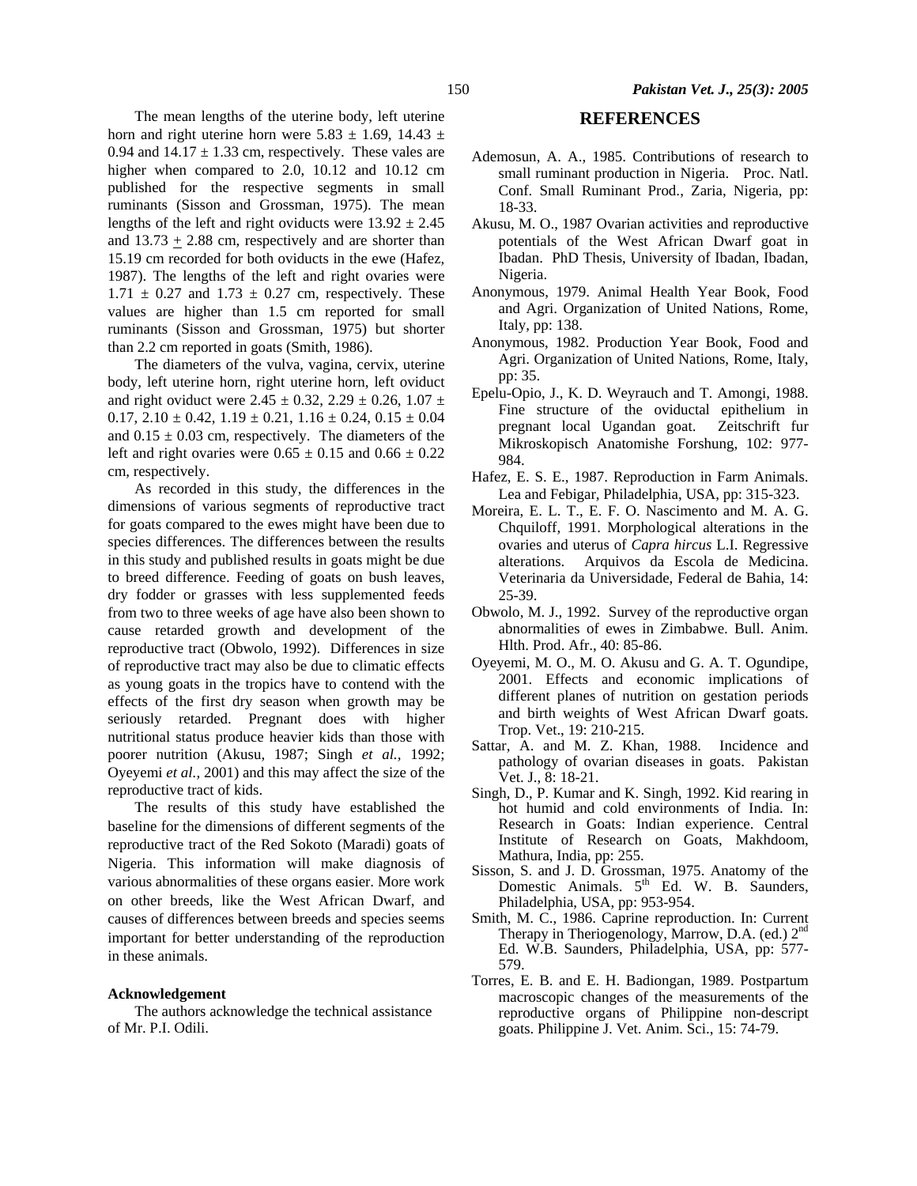The mean lengths of the uterine body, left uterine horn and right uterine horn were 5.83 ± 1.69, 14.43 ± 0.94 and 14.17 ± 1.33 cm, respectively. These vales are higher when compared to 2.0, 10.12 and 10.12 cm published for the respective segments in small ruminants (Sisson and Grossman, 1975). The mean lengths of the left and right oviducts were 13.92 ± 2.45 and 13.73 ± 2.88 cm, respectively and are shorter than 15.19 cm recorded for both oviducts in the ewe (Hafez, 1987). The lengths of the left and right ovaries were 1.71 ± 0.27 and 1.73 ± 0.27 cm, respectively. These values are higher than 1.5 cm reported for small ruminants (Sisson and Grossman, 1975) but shorter than 2.2 cm reported in goats (Smith, 1986).

The diameters of the vulva, vagina, cervix, uterine body, left uterine horn, right uterine horn, left oviduct and right oviduct were 2.45 ± 0.32, 2.29 ± 0.26, 1.07 ± 0.17, 2.10 ± 0.42, 1.19 ± 0.21, 1.16 ± 0.24, 0.15 ± 0.04 and 0.15 ± 0.03 cm, respectively. The diameters of the left and right ovaries were 0.65 ± 0.15 and 0.66 ± 0.22 cm, respectively.

As recorded in this study, the differences in the dimensions of various segments of reproductive tract for goats compared to the ewes might have been due to species differences. The differences between the results in this study and published results in goats might be due to breed difference. Feeding of goats on bush leaves, dry fodder or grasses with less supplemented feeds from two to three weeks of age have also been shown to cause retarded growth and development of the reproductive tract (Obwolo, 1992). Differences in size of reproductive tract may also be due to climatic effects as young goats in the tropics have to contend with the effects of the first dry season when growth may be seriously retarded. Pregnant does with higher nutritional status produce heavier kids than those with poorer nutrition (Akusu, 1987; Singh *et al.,* 1992; Oyeyemi *et al.,* 2001) and this may affect the size of the reproductive tract of kids.

The results of this study have established the baseline for the dimensions of different segments of the reproductive tract of the Red Sokoto (Maradi) goats of Nigeria. This information will make diagnosis of various abnormalities of these organs easier. More work on other breeds, like the West African Dwarf, and causes of differences between breeds and species seems important for better understanding of the reproduction in these animals.

**Acknowledgement**

The authors acknowledge the technical assistance of Mr. P.I. Odili.

## REFERENCES

Ademosun, A. A., 1985. Contributions of research to small ruminant production in Nigeria. Proc. Natl. Conf. Small Ruminant Prod., Zaria, Nigeria, pp: 18-33.

Akusu, M. O., 1987 Ovarian activities and reproductive potentials of the West African Dwarf goat in Ibadan. PhD Thesis, University of Ibadan, Ibadan, Nigeria.

Anonymous, 1979. Animal Health Year Book, Food and Agri. Organization of United Nations, Rome, Italy, pp: 138.

Anonymous, 1982. Production Year Book, Food and Agri. Organization of United Nations, Rome, Italy, pp: 35.

Epelu-Opio, J., K. D. Weyrauch and T. Amongi, 1988. Fine structure of the oviductal epithelium in pregnant local Ugandan goat. Zeitschrift fur Mikroskopisch Anatomishe Forshung, 102: 977-984.

Hafez, E. S. E., 1987. Reproduction in Farm Animals. Lea and Febigar, Philadelphia, USA, pp: 315-323.

Moreira, E. L. T., E. F. O. Nascimento and M. A. G. Chquiloff, 1991. Morphological alterations in the ovaries and uterus of *Capra hircus* L.I. Regressive alterations. Arquivos da Escola de Medicina. Veterinaria da Universidade, Federal de Bahia, 14: 25-39.

Obwolo, M. J., 1992. Survey of the reproductive organ abnormalities of ewes in Zimbabwe. Bull. Anim. Hlth. Prod. Afr., 40: 85-86.

Oyeyemi, M. O., M. O. Akusu and G. A. T. Ogundipe, 2001. Effects and economic implications of different planes of nutrition on gestation periods and birth weights of West African Dwarf goats. Trop. Vet., 19: 210-215.

Sattar, A. and M. Z. Khan, 1988. Incidence and pathology of ovarian diseases in goats. Pakistan Vet. J., 8: 18-21.

Singh, D., P. Kumar and K. Singh, 1992. Kid rearing in hot humid and cold environments of India. In: Research in Goats: Indian experience. Central Institute of Research on Goats, Makhdoom, Mathura, India, pp: 255.

Sisson, S. and J. D. Grossman, 1975. Anatomy of the Domestic Animals. 5th Ed. W. B. Saunders, Philadelphia, USA, pp: 953-954.

Smith, M. C., 1986. Caprine reproduction. In: Current Therapy in Theriogenology, Marrow, D.A. (ed.) 2nd Ed. W.B. Saunders, Philadelphia, USA, pp: 577-579.

Torres, E. B. and E. H. Badiongan, 1989. Postpartum macroscopic changes of the measurements of the reproductive organs of Philippine non-descript goats. Philippine J. Vet. Anim. Sci., 15: 74-79.